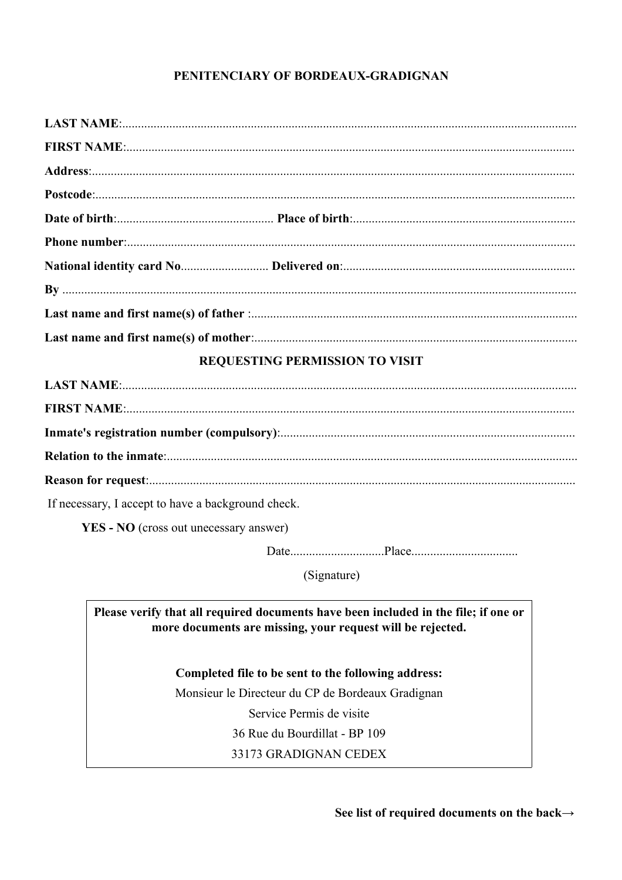# PENITENCIARY OF BORDEAUX-GRADIGNAN

**LAST NAME**:.................................................................................................................................................

**FIRST NAME**:..............................................................................................................................................

**Address**:.........................................................................................................................................................

**Postcode**:........................................................................................................................................................

**Date of birth**:.................................................. **Place of birth**:.......................................................................

**Phone number**:..............................................................................................................................................

**National identity card No**............................ **Delivered on**:..........................................................................

**By** ....................................................................................................................................................................

**Last name and first name(s) of father** :.......................................................................................................

**Last name and first name(s) of mother**:......................................................................................................

## REQUESTING PERMISSION TO VISIT

**LAST NAME**:.................................................................................................................................................

**FIRST NAME**:..............................................................................................................................................

**Inmate's registration number (compulsory)**:.............................................................................................

**Relation to the inmate**:..................................................................................................................................

**Reason for request**:........................................................................................................................................

If necessary, I accept to have a background check.

**YES - NO** (cross out unecessary answer)

Date.............................Place.................................

(Signature)

---

**Please verify that all required documents have been included in the file; if one or more documents are missing, your request will be rejected.**

**Completed file to be sent to the following address:**

Monsieur le Directeur du CP de Bordeaux Gradignan

Service Permis de visite

36 Rue du Bourdillat - BP 109

33173 GRADIGNAN CEDEX

---

**See list of required documents on the back→**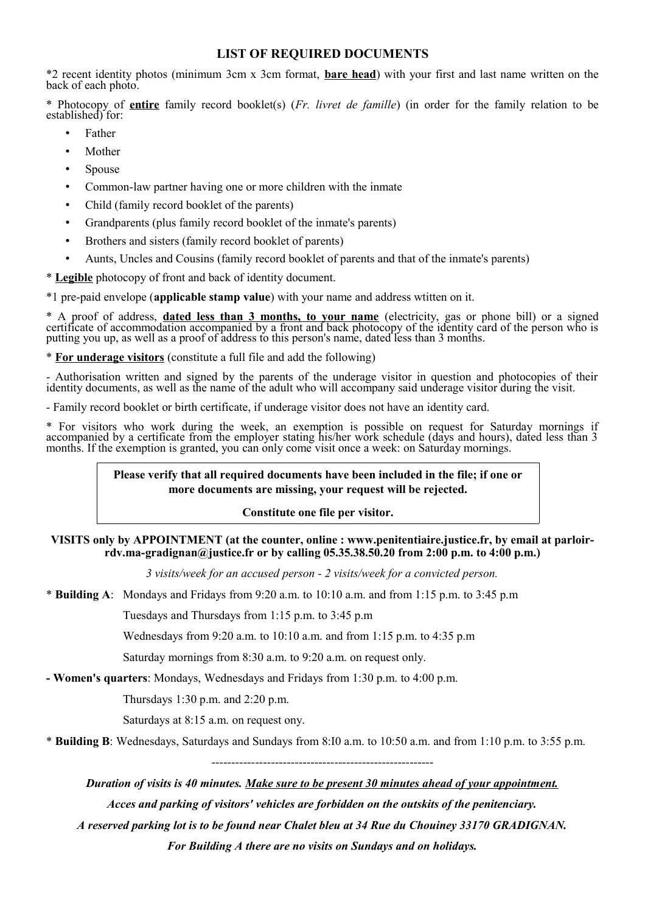## LIST OF REQUIRED DOCUMENTS

*2 recent identity photos (minimum 3cm x 3cm format, **bare head**) with your first and last name written on the back of each photo.

* Photocopy of **entire** family record booklet(s) (*Fr. livret de famille*) (in order for the family relation to be established) for:

- Father
- Mother
- Spouse
- Common-law partner having one or more children with the inmate
- Child (family record booklet of the parents)
- Grandparents (plus family record booklet of the inmate's parents)
- Brothers and sisters (family record booklet of parents)
- Aunts, Uncles and Cousins (family record booklet of parents and that of the inmate's parents)

* **Legible** photocopy of front and back of identity document.

*1 pre-paid envelope (**applicable stamp value**) with your name and address wtitten on it.

* A proof of address, **dated less than 3 months, to your name** (electricity, gas or phone bill) or a signed certificate of accommodation accompanied by a front and back photocopy of the identity card of the person who is putting you up, as well as a proof of address to this person's name, dated less than 3 months.

* **For underage visitors** (constitute a full file and add the following)

- Authorisation written and signed by the parents of the underage visitor in question and photocopies of their identity documents, as well as the name of the adult who will accompany said underage visitor during the visit.

- Family record booklet or birth certificate, if underage visitor does not have an identity card.

* For visitors who work during the week, an exemption is possible on request for Saturday mornings if accompanied by a certificate from the employer stating his/her work schedule (days and hours), dated less than 3 months. If the exemption is granted, you can only come visit once a week: on Saturday mornings.

**Please verify that all required documents have been included in the file; if one or more documents are missing, your request will be rejected.**

**Constitute one file per visitor.**

**VISITS only by APPOINTMENT (at the counter, online : www.penitentiaire.justice.fr, by email at parloir-rdv.ma-gradignan@justice.fr or by calling 05.35.38.50.20 from 2:00 p.m. to 4:00 p.m.)**

*3 visits/week for an accused person - 2 visits/week for a convicted person.*

* **Building A**: Mondays and Fridays from 9:20 a.m. to 10:10 a.m. and from 1:15 p.m. to 3:45 p.m

Tuesdays and Thursdays from 1:15 p.m. to 3:45 p.m

Wednesdays from 9:20 a.m. to 10:10 a.m. and from 1:15 p.m. to 4:35 p.m

Saturday mornings from 8:30 a.m. to 9:20 a.m. on request only.

**- Women's quarters**: Mondays, Wednesdays and Fridays from 1:30 p.m. to 4:00 p.m.

Thursdays 1:30 p.m. and 2:20 p.m.

Saturdays at 8:15 a.m. on request ony.

* **Building B**: Wednesdays, Saturdays and Sundays from 8:I0 a.m. to 10:50 a.m. and from 1:10 p.m. to 3:55 p.m.

---------------------------------------------------------

***Duration of visits is 40 minutes. Make sure to be present 30 minutes ahead of your appointment.***

***Acces and parking of visitors' vehicles are forbidden on the outskits of the penitenciary.***

***A reserved parking lot is to be found near Chalet bleu at 34 Rue du Chouiney 33170 GRADIGNAN.***

***For Building A there are no visits on Sundays and on holidays.***